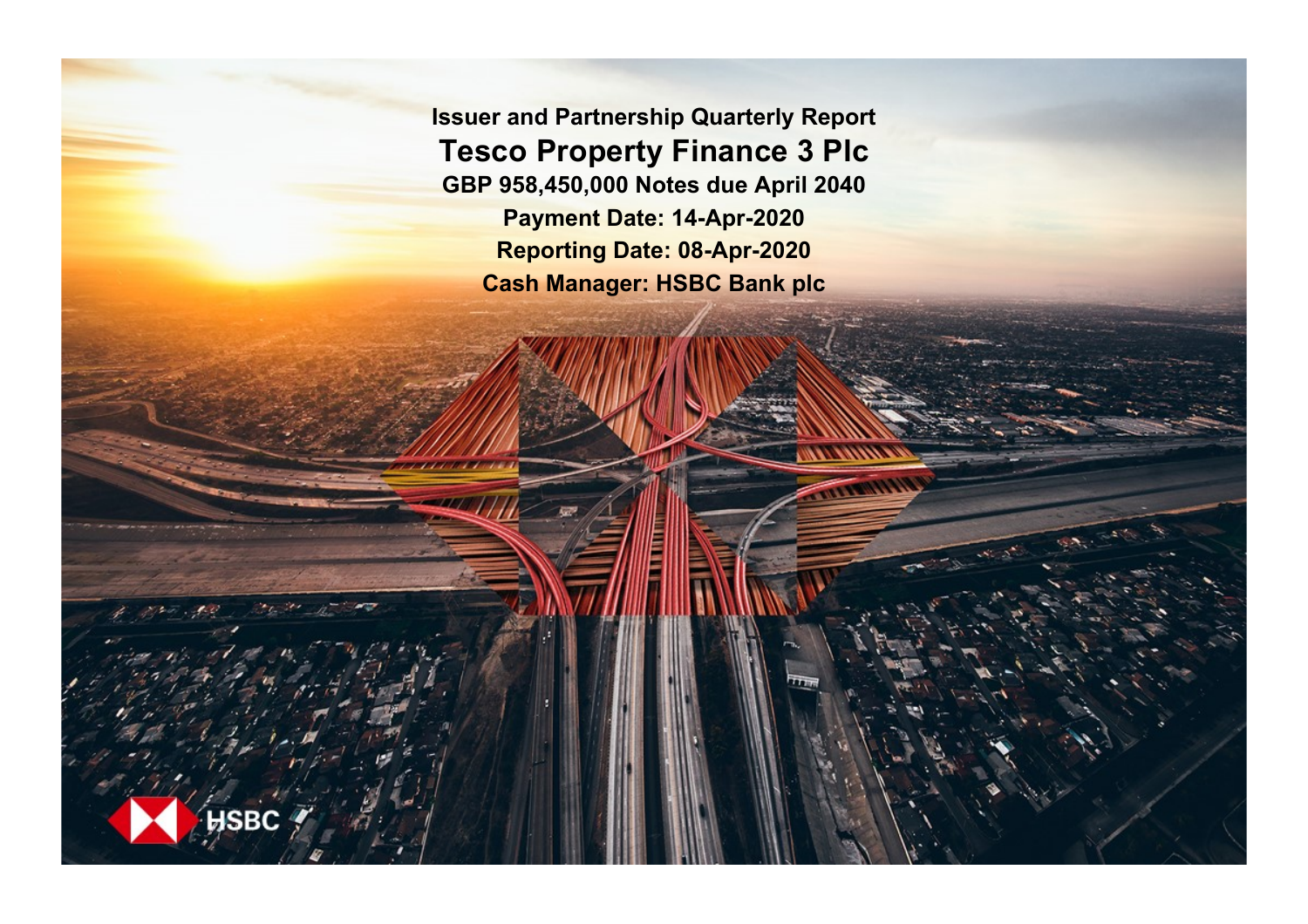# Issuer and Partnership Quarterly Report

## Tesco Property Finance 3 Plc

**GBP 958,450,000 Notes due April 2040**

**Payment Date: 14-Apr-2020**

**Reporting Date: 08-Apr-2020**

**Cash Manager: HSBC Bank plc**

HSBC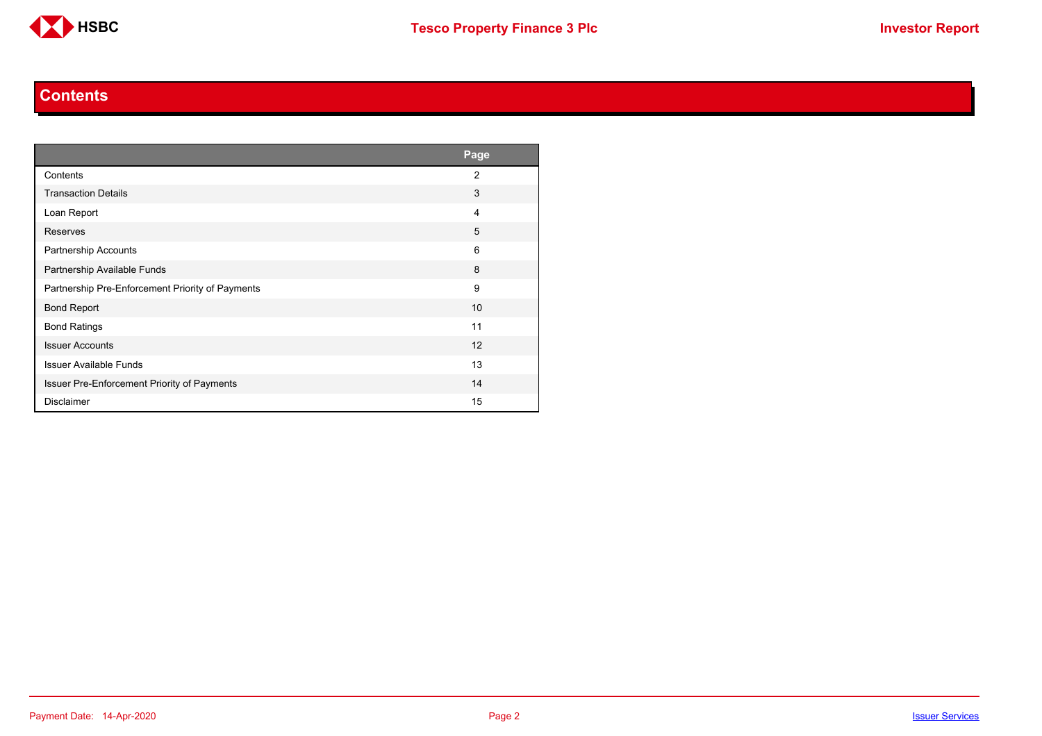# Contents

| | Page |
|---|---|
| Contents | 2 |
| Transaction Details | 3 |
| Loan Report | 4 |
| Reserves | 5 |
| Partnership Accounts | 6 |
| Partnership Available Funds | 8 |
| Partnership Pre-Enforcement Priority of Payments | 9 |
| Bond Report | 10 |
| Bond Ratings | 11 |
| Issuer Accounts | 12 |
| Issuer Available Funds | 13 |
| Issuer Pre-Enforcement Priority of Payments | 14 |
| Disclaimer | 15 |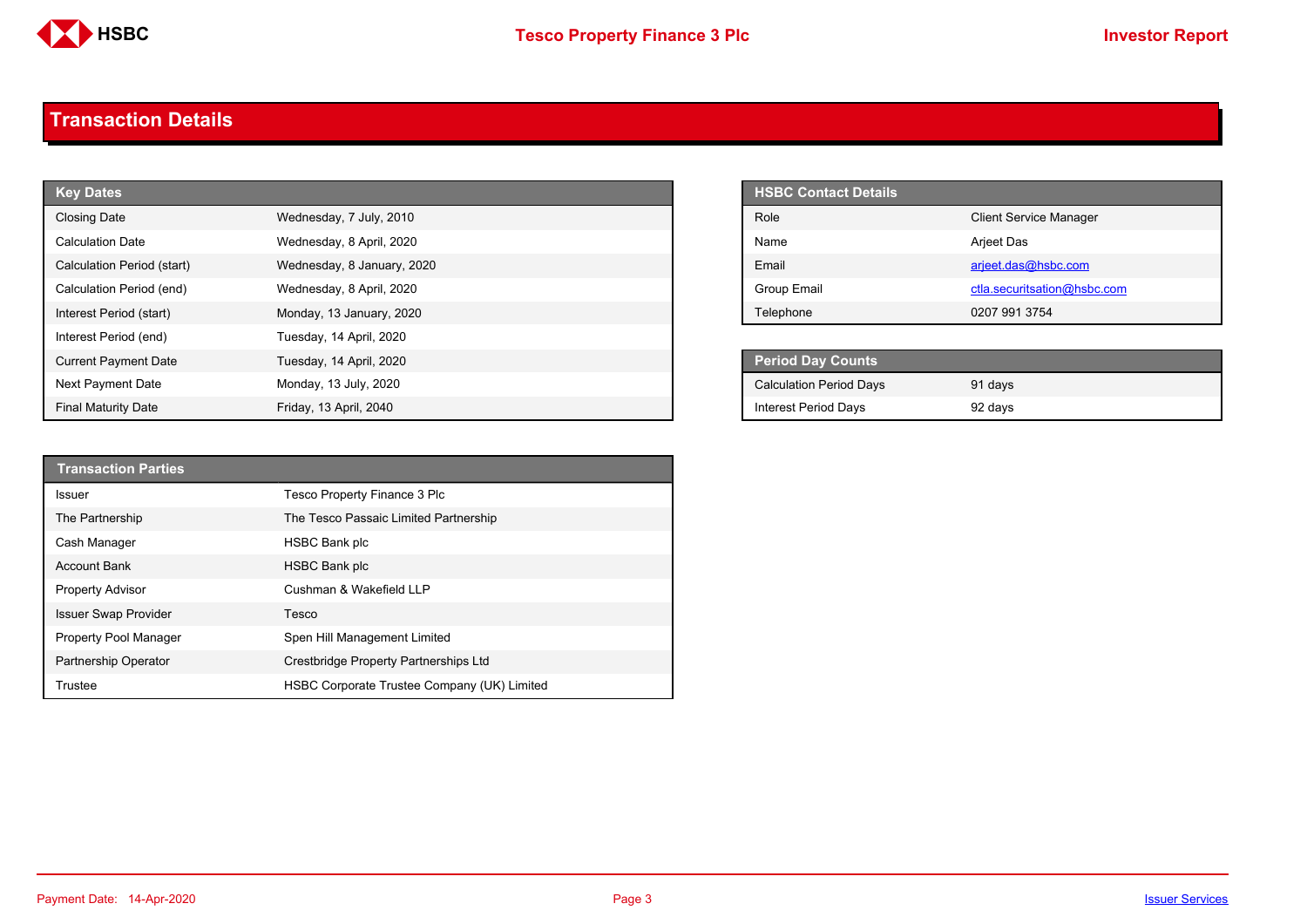## Transaction Details

| Key Dates | |
|---|---|
| Closing Date | Wednesday, 7 July, 2010 |
| Calculation Date | Wednesday, 8 April, 2020 |
| Calculation Period (start) | Wednesday, 8 January, 2020 |
| Calculation Period (end) | Wednesday, 8 April, 2020 |
| Interest Period (start) | Monday, 13 January, 2020 |
| Interest Period (end) | Tuesday, 14 April, 2020 |
| Current Payment Date | Tuesday, 14 April, 2020 |
| Next Payment Date | Monday, 13 July, 2020 |
| Final Maturity Date | Friday, 13 April, 2040 |

| HSBC Contact Details | |
|---|---|
| Role | Client Service Manager |
| Name | Arjeet Das |
| Email | arjeet.das@hsbc.com |
| Group Email | ctla.securitsation@hsbc.com |
| Telephone | 0207 991 3754 |

| Period Day Counts | |
|---|---|
| Calculation Period Days | 91 days |
| Interest Period Days | 92 days |

| Transaction Parties | |
|---|---|
| Issuer | Tesco Property Finance 3 Plc |
| The Partnership | The Tesco Passaic Limited Partnership |
| Cash Manager | HSBC Bank plc |
| Account Bank | HSBC Bank plc |
| Property Advisor | Cushman & Wakefield LLP |
| Issuer Swap Provider | Tesco |
| Property Pool Manager | Spen Hill Management Limited |
| Partnership Operator | Crestbridge Property Partnerships Ltd |
| Trustee | HSBC Corporate Trustee Company (UK) Limited |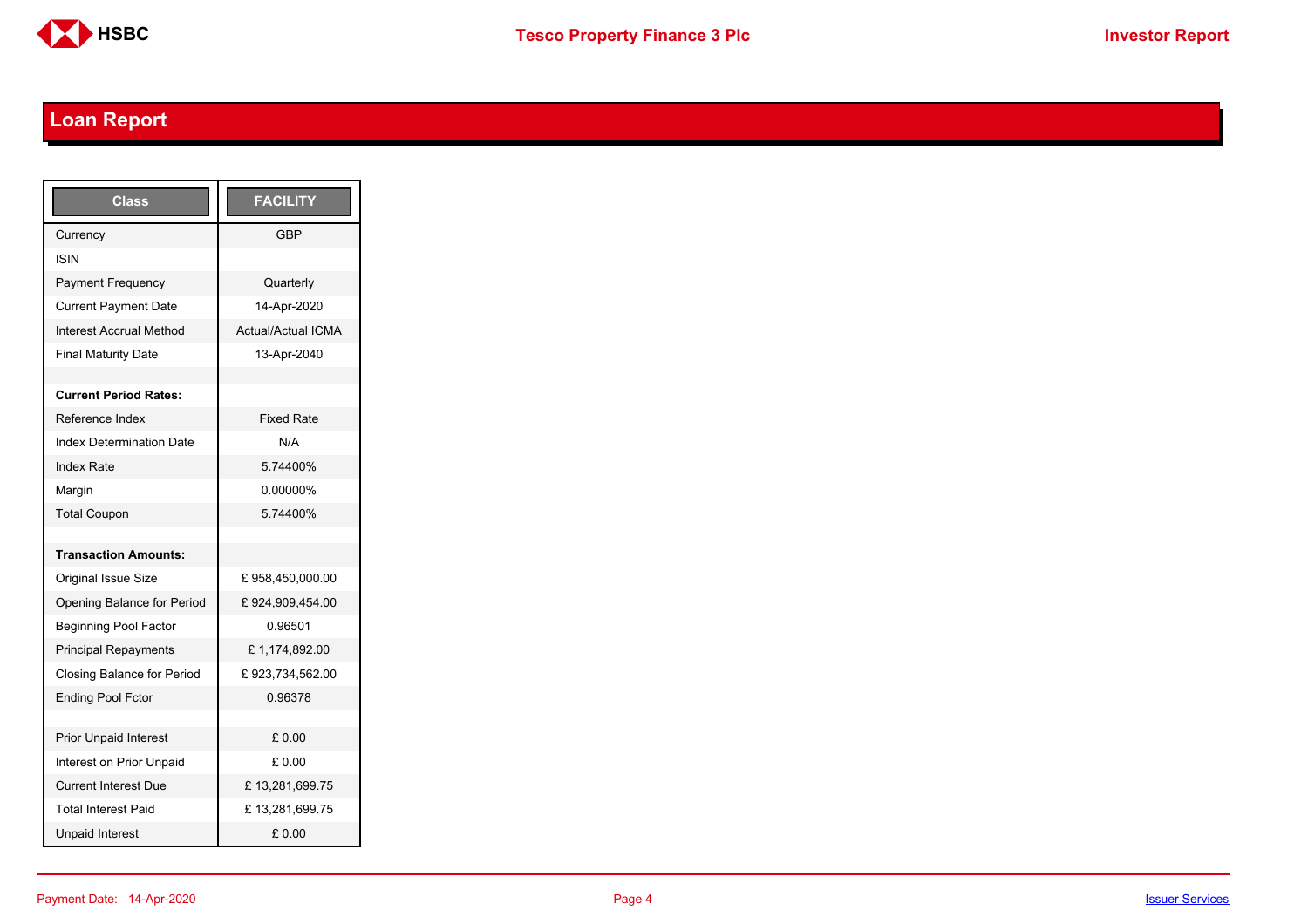## Loan Report

| Class | FACILITY |
|---|---|
| Currency | GBP |
| ISIN | |
| Payment Frequency | Quarterly |
| Current Payment Date | 14-Apr-2020 |
| Interest Accrual Method | Actual/Actual ICMA |
| Final Maturity Date | 13-Apr-2040 |
| | |
| **Current Period Rates:** | |
| Reference Index | Fixed Rate |
| Index Determination Date | N/A |
| Index Rate | 5.74400% |
| Margin | 0.00000% |
| Total Coupon | 5.74400% |
| | |
| **Transaction Amounts:** | |
| Original Issue Size | £ 958,450,000.00 |
| Opening Balance for Period | £ 924,909,454.00 |
| Beginning Pool Factor | 0.96501 |
| Principal Repayments | £ 1,174,892.00 |
| Closing Balance for Period | £ 923,734,562.00 |
| Ending Pool Fctor | 0.96378 |
| | |
| Prior Unpaid Interest | £ 0.00 |
| Interest on Prior Unpaid | £ 0.00 |
| Current Interest Due | £ 13,281,699.75 |
| Total Interest Paid | £ 13,281,699.75 |
| Unpaid Interest | £ 0.00 |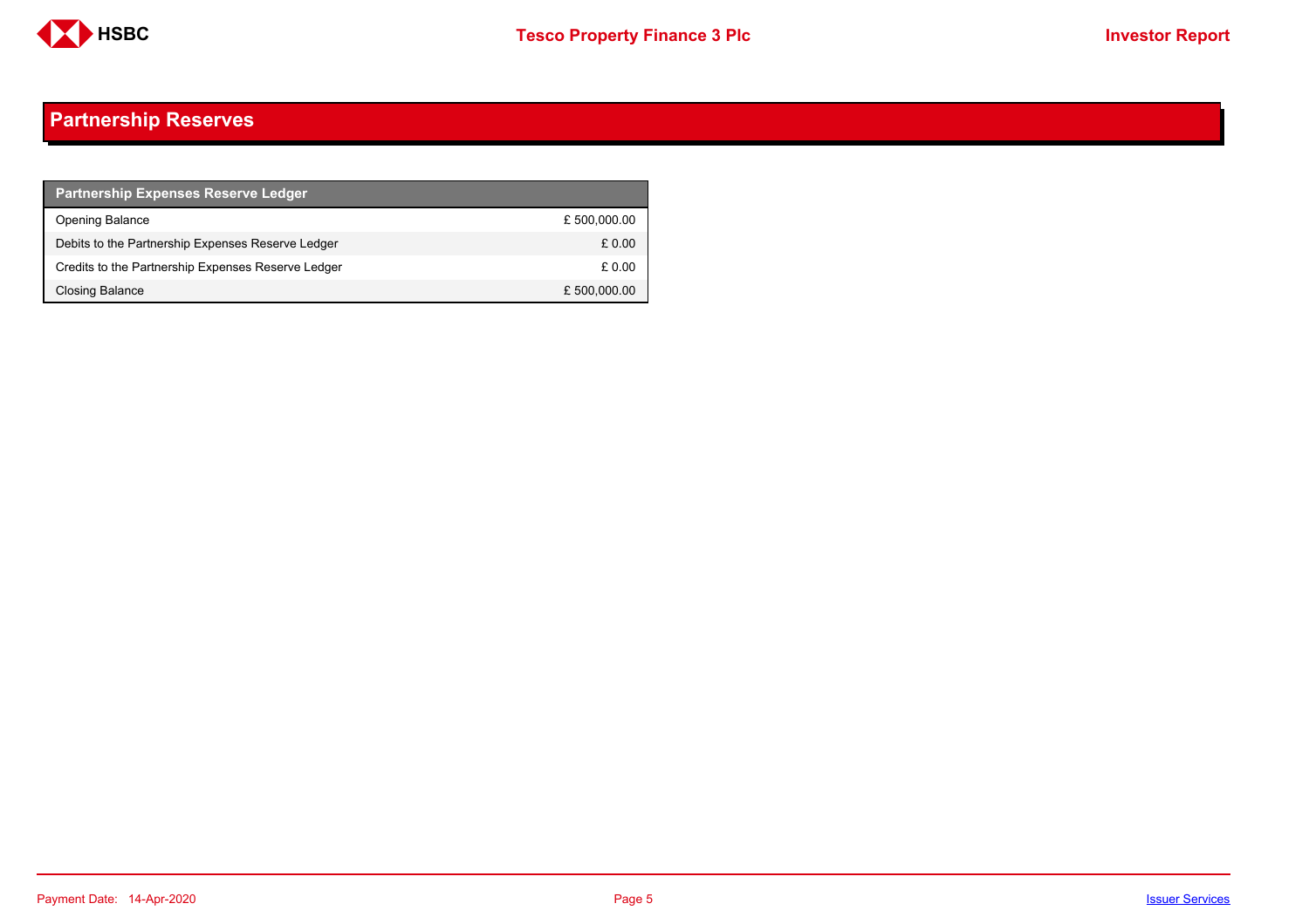# Partnership Reserves

| Partnership Expenses Reserve Ledger | |
|---|---|
| Opening Balance | £ 500,000.00 |
| Debits to the Partnership Expenses Reserve Ledger | £ 0.00 |
| Credits to the Partnership Expenses Reserve Ledger | £ 0.00 |
| Closing Balance | £ 500,000.00 |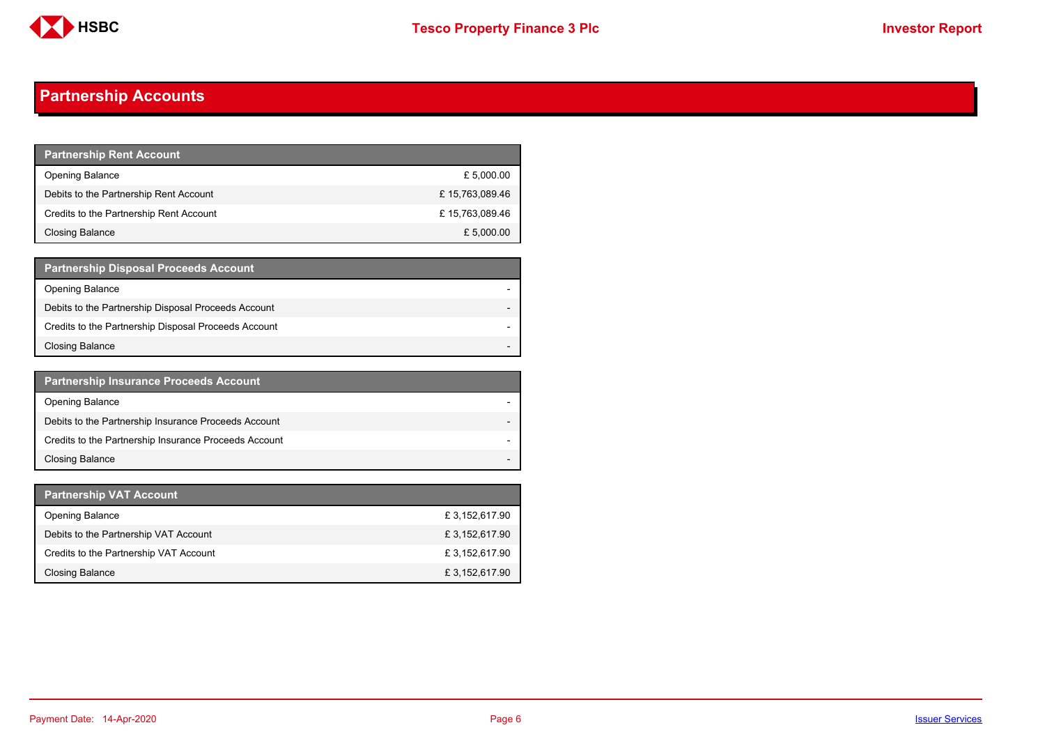## Partnership Accounts

| Partnership Rent Account | |
|---|---|
| Opening Balance | £ 5,000.00 |
| Debits to the Partnership Rent Account | £ 15,763,089.46 |
| Credits to the Partnership Rent Account | £ 15,763,089.46 |
| Closing Balance | £ 5,000.00 |

| Partnership Disposal Proceeds Account | |
|---|---|
| Opening Balance | - |
| Debits to the Partnership Disposal Proceeds Account | - |
| Credits to the Partnership Disposal Proceeds Account | - |
| Closing Balance | - |

| Partnership Insurance Proceeds Account | |
|---|---|
| Opening Balance | - |
| Debits to the Partnership Insurance Proceeds Account | - |
| Credits to the Partnership Insurance Proceeds Account | - |
| Closing Balance | - |

| Partnership VAT Account | |
|---|---|
| Opening Balance | £ 3,152,617.90 |
| Debits to the Partnership VAT Account | £ 3,152,617.90 |
| Credits to the Partnership VAT Account | £ 3,152,617.90 |
| Closing Balance | £ 3,152,617.90 |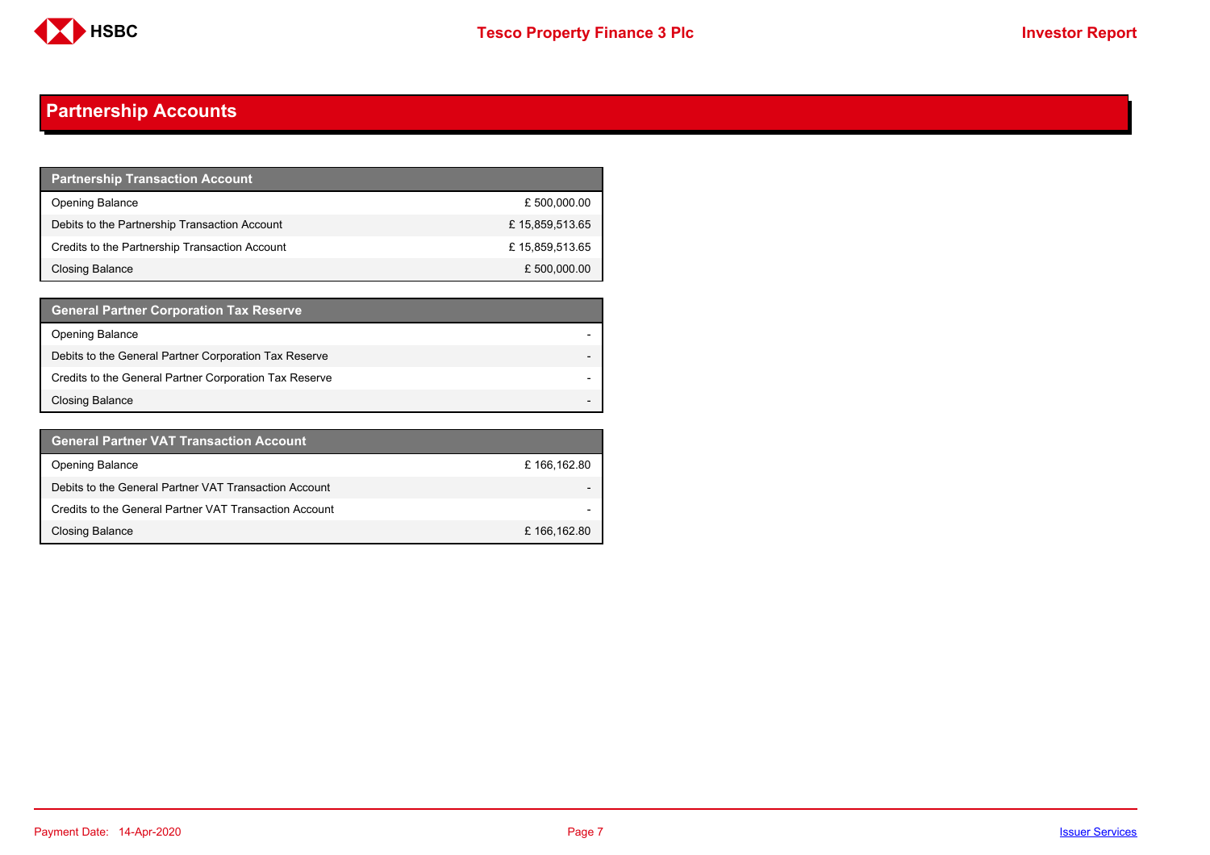# Partnership Accounts

| Partnership Transaction Account | |
|---|---|
| Opening Balance | £ 500,000.00 |
| Debits to the Partnership Transaction Account | £ 15,859,513.65 |
| Credits to the Partnership Transaction Account | £ 15,859,513.65 |
| Closing Balance | £ 500,000.00 |

| General Partner Corporation Tax Reserve | |
|---|---|
| Opening Balance | - |
| Debits to the General Partner Corporation Tax Reserve | - |
| Credits to the General Partner Corporation Tax Reserve | - |
| Closing Balance | - |

| General Partner VAT Transaction Account | |
|---|---|
| Opening Balance | £ 166,162.80 |
| Debits to the General Partner VAT Transaction Account | - |
| Credits to the General Partner VAT Transaction Account | - |
| Closing Balance | £ 166,162.80 |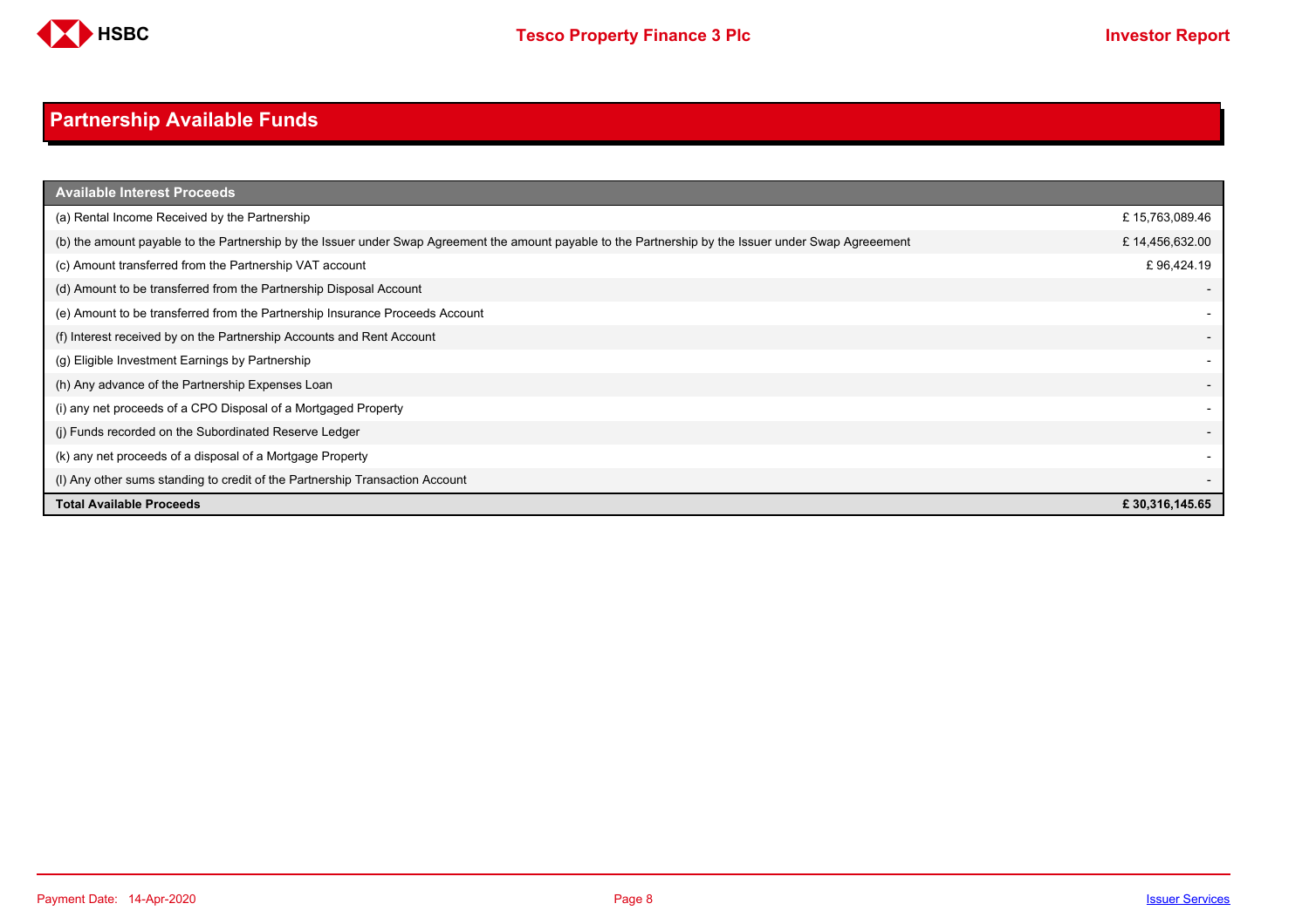## Partnership Available Funds

| Available Interest Proceeds | |
|---|---|
| (a) Rental Income Received by the Partnership | £ 15,763,089.46 |
| (b) the amount payable to the Partnership by the Issuer under Swap Agreement the amount payable to the Partnership by the Issuer under Swap Agreeement | £ 14,456,632.00 |
| (c) Amount transferred from the Partnership VAT account | £ 96,424.19 |
| (d) Amount to be transferred from the Partnership Disposal Account | - |
| (e) Amount to be transferred from the Partnership Insurance Proceeds Account | - |
| (f) Interest received by on the Partnership Accounts and Rent Account | - |
| (g) Eligible Investment Earnings by Partnership | - |
| (h) Any advance of the Partnership Expenses Loan | - |
| (i) any net proceeds of a CPO Disposal of a Mortgaged Property | - |
| (j) Funds recorded on the Subordinated Reserve Ledger | - |
| (k) any net proceeds of a disposal of a Mortgage Property | - |
| (l) Any other sums standing to credit of the Partnership Transaction Account | - |
| **Total Available Proceeds** | **£ 30,316,145.65** |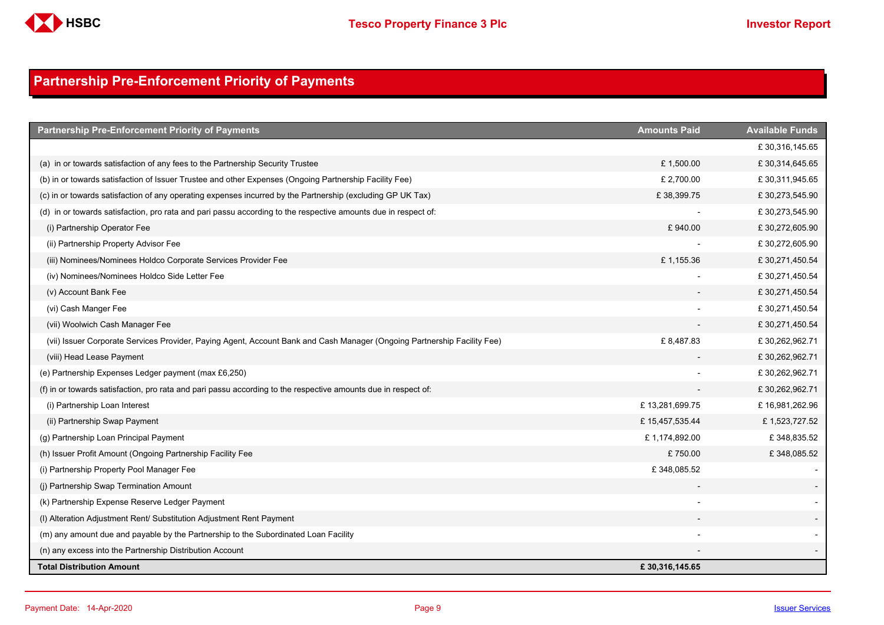## Partnership Pre-Enforcement Priority of Payments

| Partnership Pre-Enforcement Priority of Payments | Amounts Paid | Available Funds |
|---|---|---|
| | | £ 30,316,145.65 |
| (a) in or towards satisfaction of any fees to the Partnership Security Trustee | £ 1,500.00 | £ 30,314,645.65 |
| (b) in or towards satisfaction of Issuer Trustee and other Expenses (Ongoing Partnership Facility Fee) | £ 2,700.00 | £ 30,311,945.65 |
| (c) in or towards satisfaction of any operating expenses incurred by the Partnership (excluding GP UK Tax) | £ 38,399.75 | £ 30,273,545.90 |
| (d) in or towards satisfaction, pro rata and pari passu according to the respective amounts due in respect of: | - | £ 30,273,545.90 |
| (i) Partnership Operator Fee | £ 940.00 | £ 30,272,605.90 |
| (ii) Partnership Property Advisor Fee | - | £ 30,272,605.90 |
| (iii) Nominees/Nominees Holdco Corporate Services Provider Fee | £ 1,155.36 | £ 30,271,450.54 |
| (iv) Nominees/Nominees Holdco Side Letter Fee | - | £ 30,271,450.54 |
| (v) Account Bank Fee | - | £ 30,271,450.54 |
| (vi) Cash Manger Fee | - | £ 30,271,450.54 |
| (vii) Woolwich Cash Manager Fee | - | £ 30,271,450.54 |
| (vii) Issuer Corporate Services Provider, Paying Agent, Account Bank and Cash Manager (Ongoing Partnership Facility Fee) | £ 8,487.83 | £ 30,262,962.71 |
| (viii) Head Lease Payment | - | £ 30,262,962.71 |
| (e) Partnership Expenses Ledger payment (max £6,250) | - | £ 30,262,962.71 |
| (f) in or towards satisfaction, pro rata and pari passu according to the respective amounts due in respect of: | - | £ 30,262,962.71 |
| (i) Partnership Loan Interest | £ 13,281,699.75 | £ 16,981,262.96 |
| (ii) Partnership Swap Payment | £ 15,457,535.44 | £ 1,523,727.52 |
| (g) Partnership Loan Principal Payment | £ 1,174,892.00 | £ 348,835.52 |
| (h) Issuer Profit Amount (Ongoing Partnership Facility Fee | £ 750.00 | £ 348,085.52 |
| (i) Partnership Property Pool Manager Fee | £ 348,085.52 | - |
| (j) Partnership Swap Termination Amount | - | - |
| (k) Partnership Expense Reserve Ledger Payment | - | - |
| (l) Alteration Adjustment Rent/ Substitution Adjustment Rent Payment | - | - |
| (m) any amount due and payable by the Partnership to the Subordinated Loan Facility | - | - |
| (n) any excess into the Partnership Distribution Account | - | - |
| **Total Distribution Amount** | **£ 30,316,145.65** | |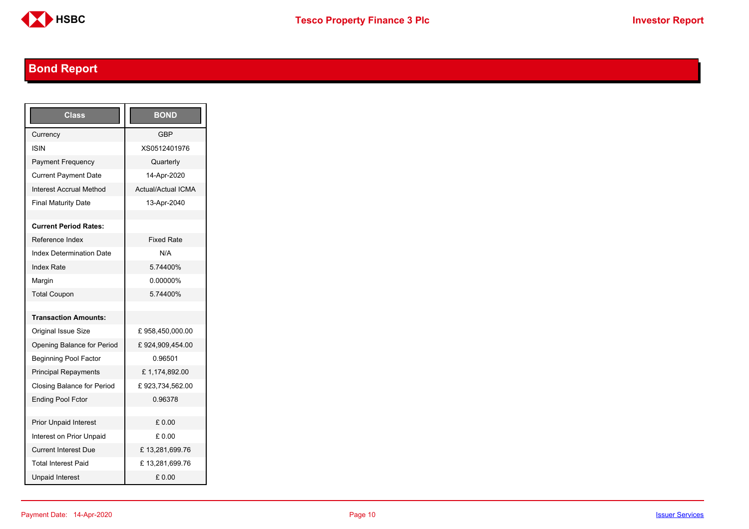## Bond Report

| Class | BOND |
|---|---|
| Currency | GBP |
| ISIN | XS0512401976 |
| Payment Frequency | Quarterly |
| Current Payment Date | 14-Apr-2020 |
| Interest Accrual Method | Actual/Actual ICMA |
| Final Maturity Date | 13-Apr-2040 |
| | |
| **Current Period Rates:** | |
| Reference Index | Fixed Rate |
| Index Determination Date | N/A |
| Index Rate | 5.74400% |
| Margin | 0.00000% |
| Total Coupon | 5.74400% |
| | |
| **Transaction Amounts:** | |
| Original Issue Size | £ 958,450,000.00 |
| Opening Balance for Period | £ 924,909,454.00 |
| Beginning Pool Factor | 0.96501 |
| Principal Repayments | £ 1,174,892.00 |
| Closing Balance for Period | £ 923,734,562.00 |
| Ending Pool Fctor | 0.96378 |
| | |
| Prior Unpaid Interest | £ 0.00 |
| Interest on Prior Unpaid | £ 0.00 |
| Current Interest Due | £ 13,281,699.76 |
| Total Interest Paid | £ 13,281,699.76 |
| Unpaid Interest | £ 0.00 |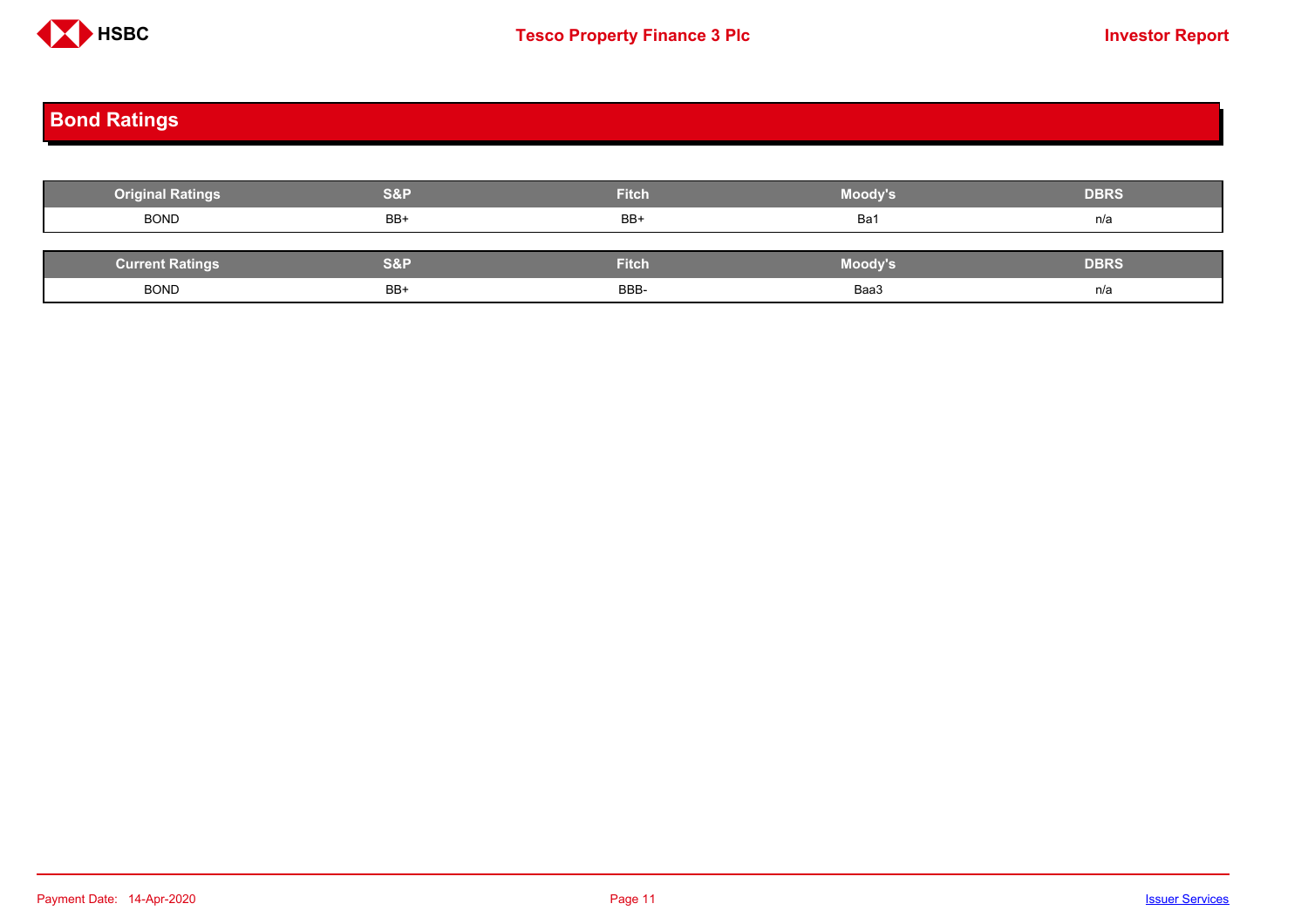# Bond Ratings

| Original Ratings | S&P | Fitch | Moody's | DBRS |
|---|---|---|---|---|
| BOND | BB+ | BB+ | Ba1 | n/a |

| Current Ratings | S&P | Fitch | Moody's | DBRS |
|---|---|---|---|---|
| BOND | BB+ | BBB- | Baa3 | n/a |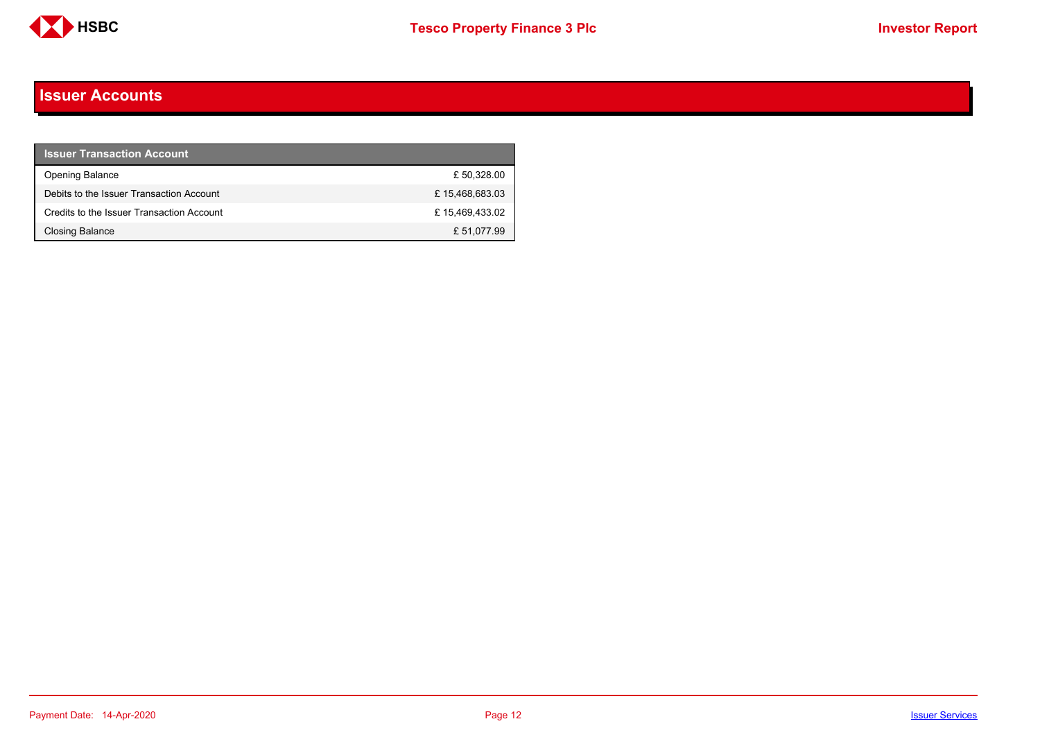## Issuer Accounts

| Issuer Transaction Account | |
|---|---|
| Opening Balance | £ 50,328.00 |
| Debits to the Issuer Transaction Account | £ 15,468,683.03 |
| Credits to the Issuer Transaction Account | £ 15,469,433.02 |
| Closing Balance | £ 51,077.99 |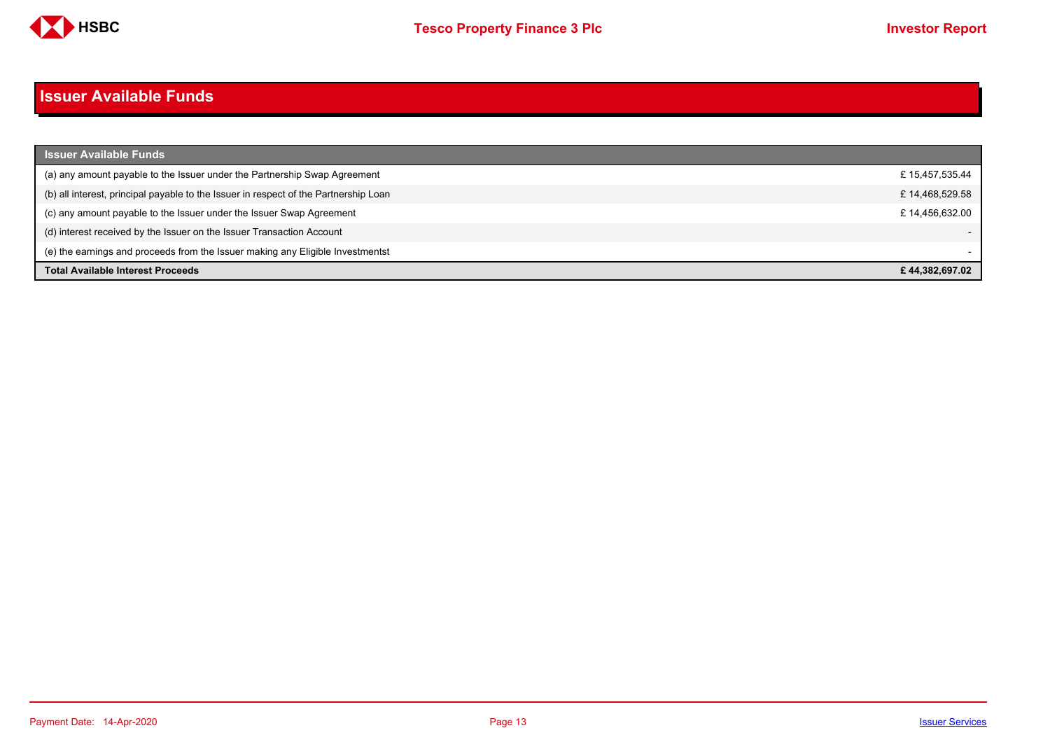# Issuer Available Funds

| Issuer Available Funds | |
|---|---|
| (a) any amount payable to the Issuer under the Partnership Swap Agreement | £ 15,457,535.44 |
| (b) all interest, principal payable to the Issuer in respect of the Partnership Loan | £ 14,468,529.58 |
| (c) any amount payable to the Issuer under the Issuer Swap Agreement | £ 14,456,632.00 |
| (d) interest received by the Issuer on the Issuer Transaction Account | - |
| (e) the earnings and proceeds from the Issuer making any Eligible Investmentst | - |
| **Total Available Interest Proceeds** | **£ 44,382,697.02** |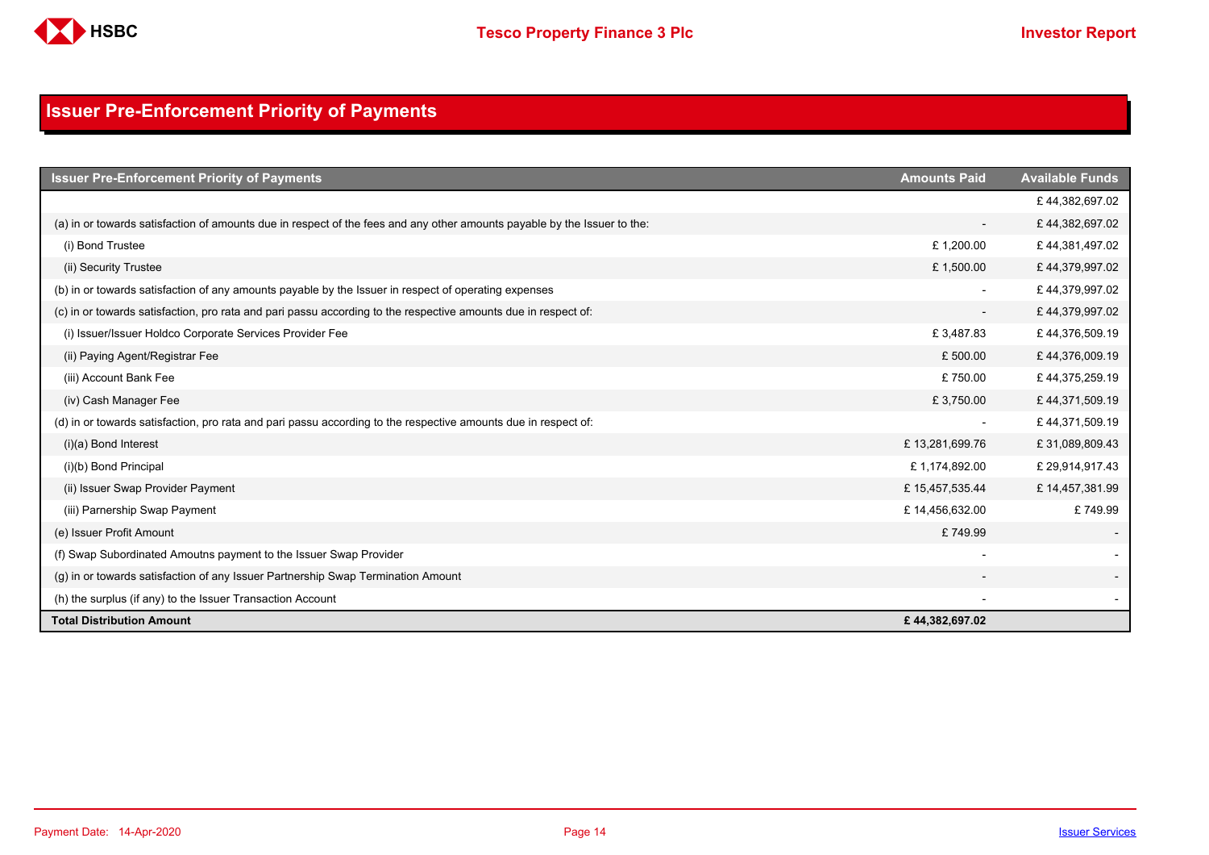# Issuer Pre-Enforcement Priority of Payments

| Issuer Pre-Enforcement Priority of Payments | Amounts Paid | Available Funds |
|---|---|---|
| | | £ 44,382,697.02 |
| (a) in or towards satisfaction of amounts due in respect of the fees and any other amounts payable by the Issuer to the: | - | £ 44,382,697.02 |
| (i) Bond Trustee | £ 1,200.00 | £ 44,381,497.02 |
| (ii) Security Trustee | £ 1,500.00 | £ 44,379,997.02 |
| (b) in or towards satisfaction of any amounts payable by the Issuer in respect of operating expenses | - | £ 44,379,997.02 |
| (c) in or towards satisfaction, pro rata and pari passu according to the respective amounts due in respect of: | - | £ 44,379,997.02 |
| (i) Issuer/Issuer Holdco Corporate Services Provider Fee | £ 3,487.83 | £ 44,376,509.19 |
| (ii) Paying Agent/Registrar Fee | £ 500.00 | £ 44,376,009.19 |
| (iii) Account Bank Fee | £ 750.00 | £ 44,375,259.19 |
| (iv) Cash Manager Fee | £ 3,750.00 | £ 44,371,509.19 |
| (d) in or towards satisfaction, pro rata and pari passu according to the respective amounts due in respect of: | - | £ 44,371,509.19 |
| (i)(a) Bond Interest | £ 13,281,699.76 | £ 31,089,809.43 |
| (i)(b) Bond Principal | £ 1,174,892.00 | £ 29,914,917.43 |
| (ii) Issuer Swap Provider Payment | £ 15,457,535.44 | £ 14,457,381.99 |
| (iii) Parnership Swap Payment | £ 14,456,632.00 | £ 749.99 |
| (e) Issuer Profit Amount | £ 749.99 | - |
| (f) Swap Subordinated Amoutns payment to the Issuer Swap Provider | - | - |
| (g) in or towards satisfaction of any Issuer Partnership Swap Termination Amount | - | - |
| (h) the surplus (if any) to the Issuer Transaction Account | - | - |
| **Total Distribution Amount** | **£ 44,382,697.02** | |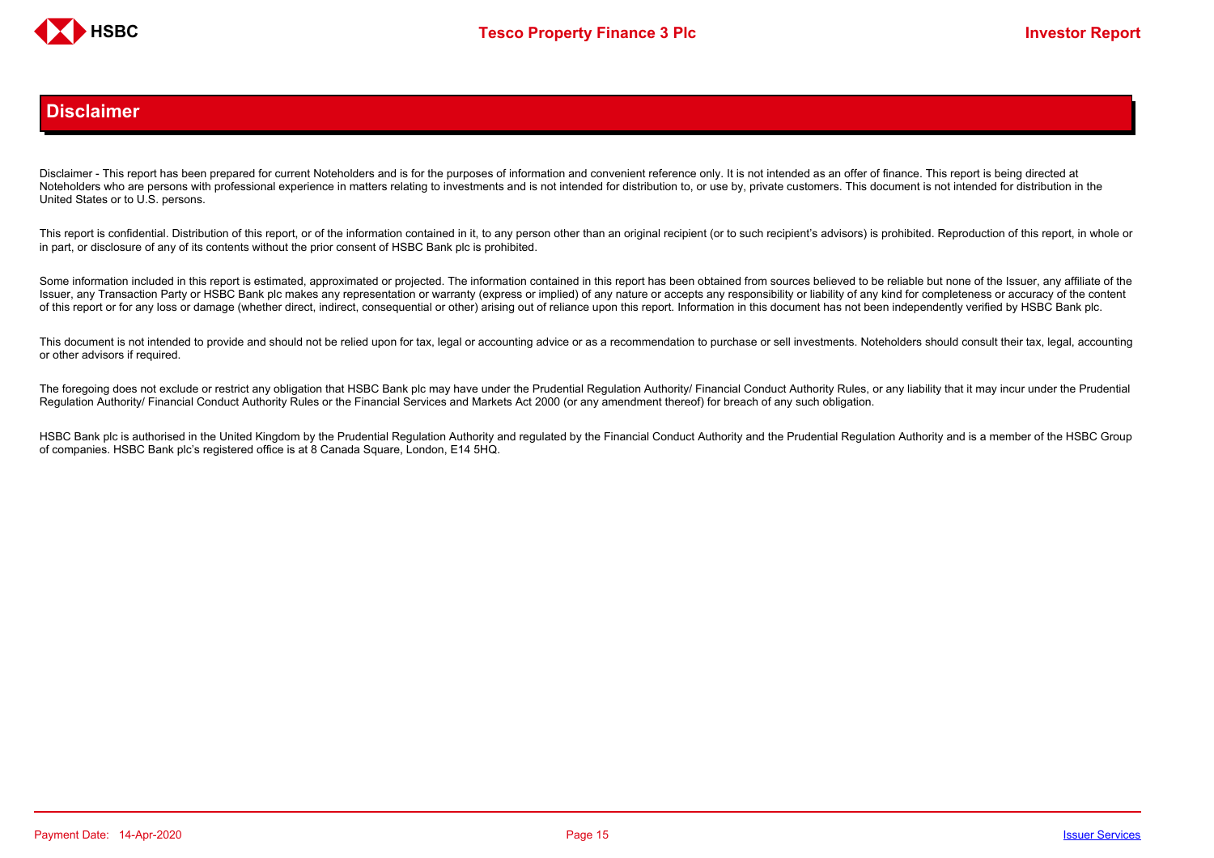## Disclaimer

Disclaimer - This report has been prepared for current Noteholders and is for the purposes of information and convenient reference only. It is not intended as an offer of finance. This report is being directed at Noteholders who are persons with professional experience in matters relating to investments and is not intended for distribution to, or use by, private customers. This document is not intended for distribution in the United States or to U.S. persons.

This report is confidential. Distribution of this report, or of the information contained in it, to any person other than an original recipient (or to such recipient's advisors) is prohibited. Reproduction of this report, in whole or in part, or disclosure of any of its contents without the prior consent of HSBC Bank plc is prohibited.

Some information included in this report is estimated, approximated or projected. The information contained in this report has been obtained from sources believed to be reliable but none of the Issuer, any affiliate of the Issuer, any Transaction Party or HSBC Bank plc makes any representation or warranty (express or implied) of any nature or accepts any responsibility or liability of any kind for completeness or accuracy of the content of this report or for any loss or damage (whether direct, indirect, consequential or other) arising out of reliance upon this report. Information in this document has not been independently verified by HSBC Bank plc.

This document is not intended to provide and should not be relied upon for tax, legal or accounting advice or as a recommendation to purchase or sell investments. Noteholders should consult their tax, legal, accounting or other advisors if required.

The foregoing does not exclude or restrict any obligation that HSBC Bank plc may have under the Prudential Regulation Authority/ Financial Conduct Authority Rules, or any liability that it may incur under the Prudential Regulation Authority/ Financial Conduct Authority Rules or the Financial Services and Markets Act 2000 (or any amendment thereof) for breach of any such obligation.

HSBC Bank plc is authorised in the United Kingdom by the Prudential Regulation Authority and regulated by the Financial Conduct Authority and the Prudential Regulation Authority and is a member of the HSBC Group of companies. HSBC Bank plc's registered office is at 8 Canada Square, London, E14 5HQ.